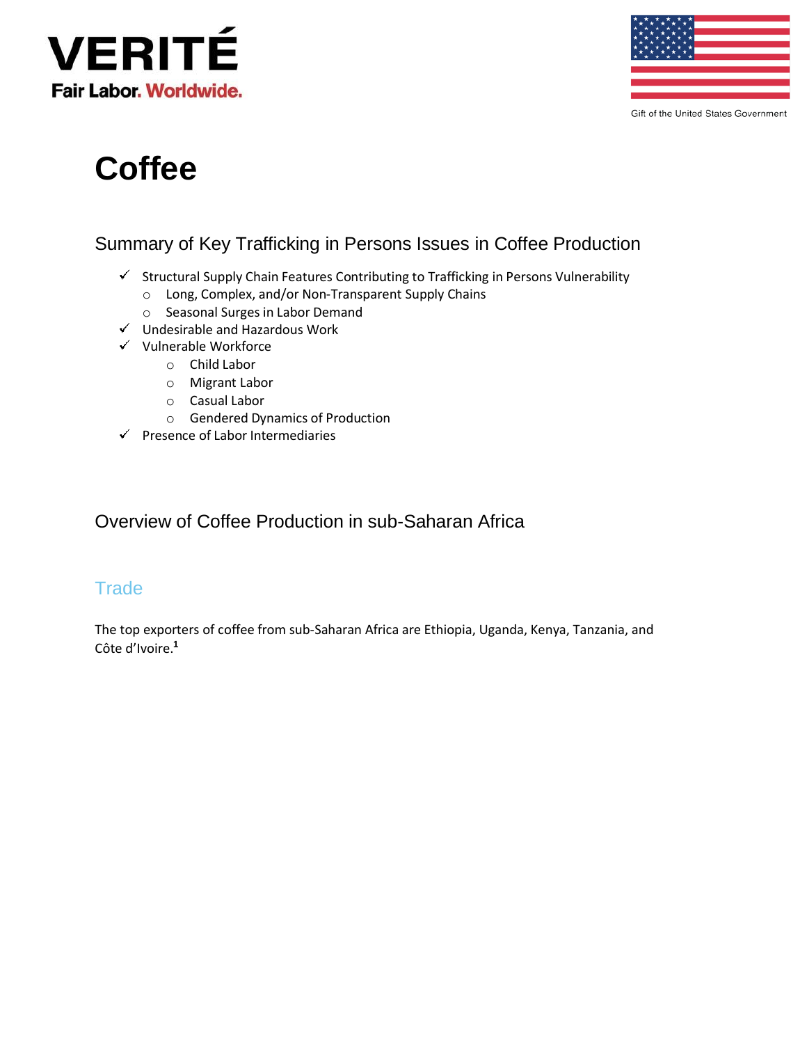# Coffee

## Summary of Key Trafficking in Persons Issues in Coffee Production

- ✓ Structural Supply Chain Features Contributing to Trafficking in Persons Vulnerability
  - Long, Complex, and/or Non-Transparent Supply Chains
  - Seasonal Surges in Labor Demand
- ✓ Undesirable and Hazardous Work
- ✓ Vulnerable Workforce
  - Child Labor
  - Migrant Labor
  - Casual Labor
  - Gendered Dynamics of Production
- ✓ Presence of Labor Intermediaries

## Overview of Coffee Production in sub-Saharan Africa

### Trade

The top exporters of coffee from sub-Saharan Africa are Ethiopia, Uganda, Kenya, Tanzania, and Côte d'Ivoire.[1]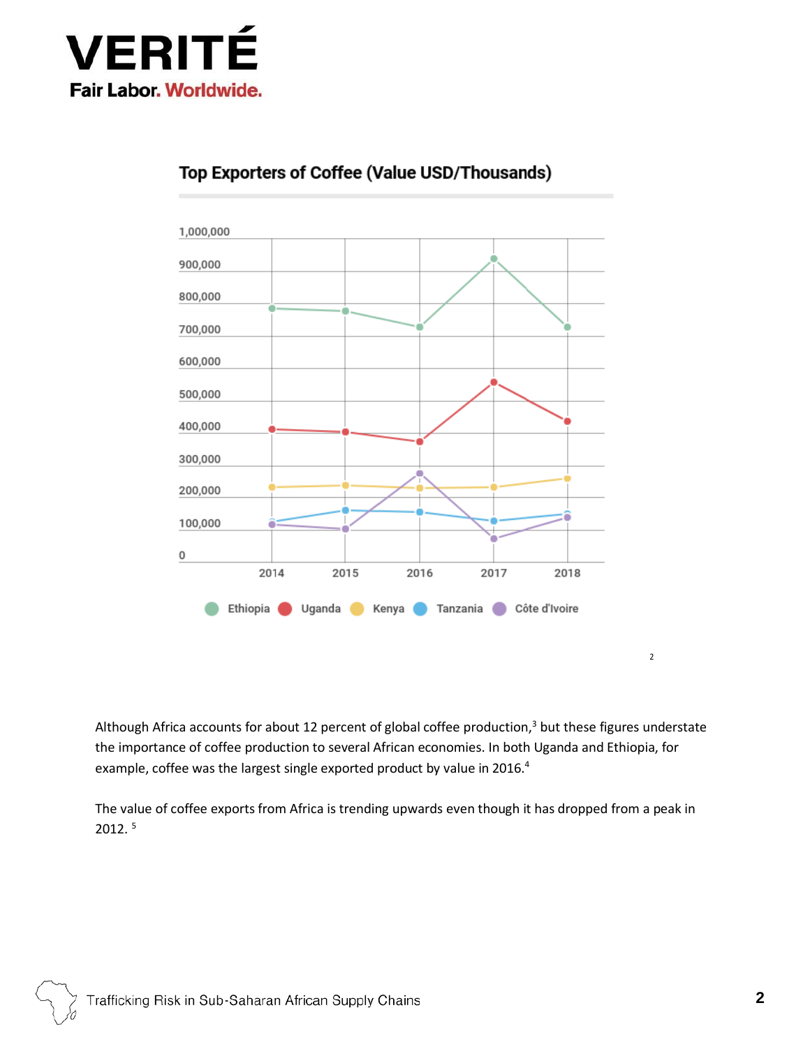### Top Exporters of Coffee (Value USD/Thousands)

[2]

Although Africa accounts for about 12 percent of global coffee production,[3] but these figures understate the importance of coffee production to several African economies. In both Uganda and Ethiopia, for example, coffee was the largest single exported product by value in 2016.[4]

The value of coffee exports from Africa is trending upwards even though it has dropped from a peak in 2012. [5]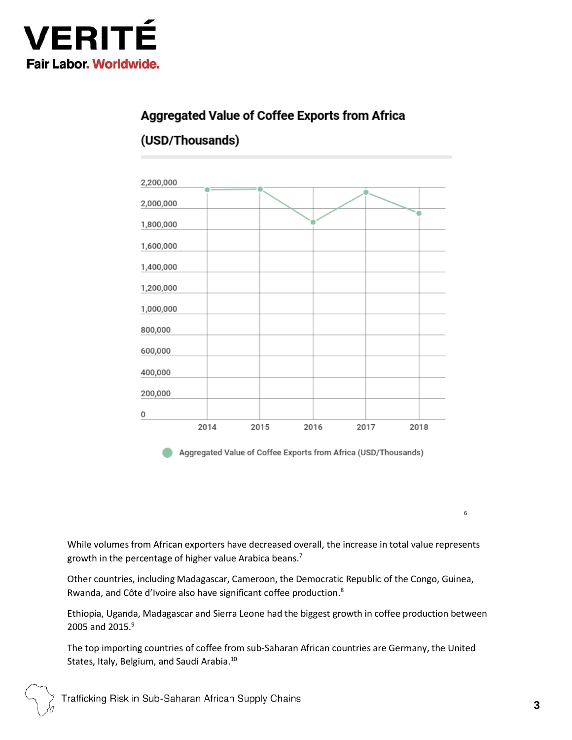### Aggregated Value of Coffee Exports from Africa (USD/Thousands)

[6]

While volumes from African exporters have decreased overall, the increase in total value represents growth in the percentage of higher value Arabica beans.[7]

Other countries, including Madagascar, Cameroon, the Democratic Republic of the Congo, Guinea, Rwanda, and Côte d'Ivoire also have significant coffee production.[8]

Ethiopia, Uganda, Madagascar and Sierra Leone had the biggest growth in coffee production between 2005 and 2015.[9]

The top importing countries of coffee from sub-Saharan African countries are Germany, the United States, Italy, Belgium, and Saudi Arabia.[10]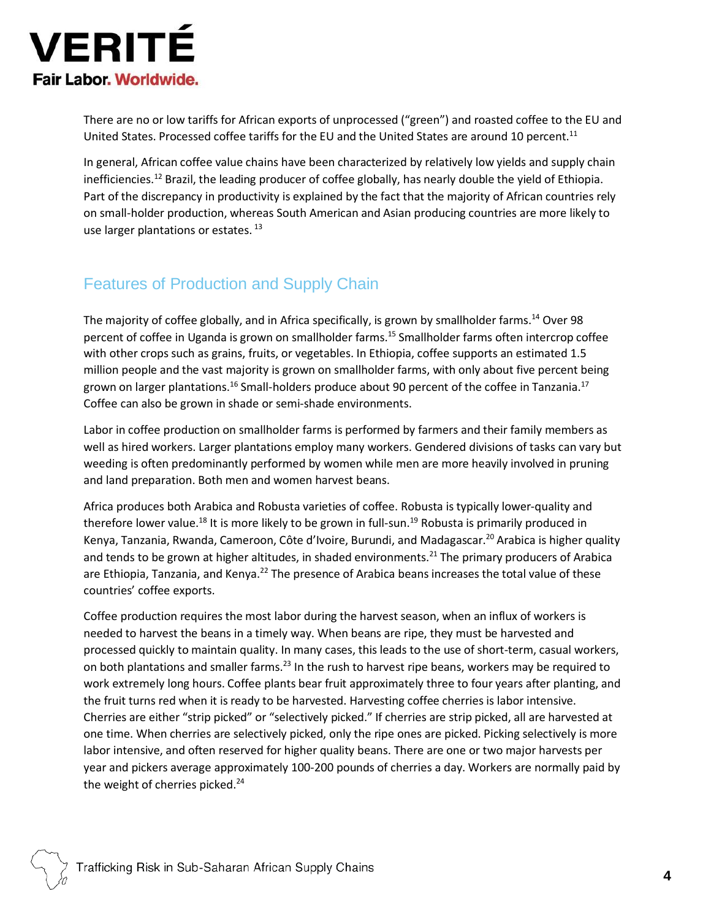There are no or low tariffs for African exports of unprocessed ("green") and roasted coffee to the EU and United States. Processed coffee tariffs for the EU and the United States are around 10 percent.[11]

In general, African coffee value chains have been characterized by relatively low yields and supply chain inefficiencies.[12] Brazil, the leading producer of coffee globally, has nearly double the yield of Ethiopia. Part of the discrepancy in productivity is explained by the fact that the majority of African countries rely on small-holder production, whereas South American and Asian producing countries are more likely to use larger plantations or estates.[13]

## Features of Production and Supply Chain

The majority of coffee globally, and in Africa specifically, is grown by smallholder farms.[14] Over 98 percent of coffee in Uganda is grown on smallholder farms.[15] Smallholder farms often intercrop coffee with other crops such as grains, fruits, or vegetables. In Ethiopia, coffee supports an estimated 1.5 million people and the vast majority is grown on smallholder farms, with only about five percent being grown on larger plantations.[16] Small-holders produce about 90 percent of the coffee in Tanzania.[17] Coffee can also be grown in shade or semi-shade environments.

Labor in coffee production on smallholder farms is performed by farmers and their family members as well as hired workers. Larger plantations employ many workers. Gendered divisions of tasks can vary but weeding is often predominantly performed by women while men are more heavily involved in pruning and land preparation. Both men and women harvest beans.

Africa produces both Arabica and Robusta varieties of coffee. Robusta is typically lower-quality and therefore lower value.[18] It is more likely to be grown in full-sun.[19] Robusta is primarily produced in Kenya, Tanzania, Rwanda, Cameroon, Côte d'Ivoire, Burundi, and Madagascar.[20] Arabica is higher quality and tends to be grown at higher altitudes, in shaded environments.[21] The primary producers of Arabica are Ethiopia, Tanzania, and Kenya.[22] The presence of Arabica beans increases the total value of these countries' coffee exports.

Coffee production requires the most labor during the harvest season, when an influx of workers is needed to harvest the beans in a timely way. When beans are ripe, they must be harvested and processed quickly to maintain quality. In many cases, this leads to the use of short-term, casual workers, on both plantations and smaller farms.[23] In the rush to harvest ripe beans, workers may be required to work extremely long hours. Coffee plants bear fruit approximately three to four years after planting, and the fruit turns red when it is ready to be harvested. Harvesting coffee cherries is labor intensive. Cherries are either "strip picked" or "selectively picked." If cherries are strip picked, all are harvested at one time. When cherries are selectively picked, only the ripe ones are picked. Picking selectively is more labor intensive, and often reserved for higher quality beans. There are one or two major harvests per year and pickers average approximately 100-200 pounds of cherries a day. Workers are normally paid by the weight of cherries picked.[24]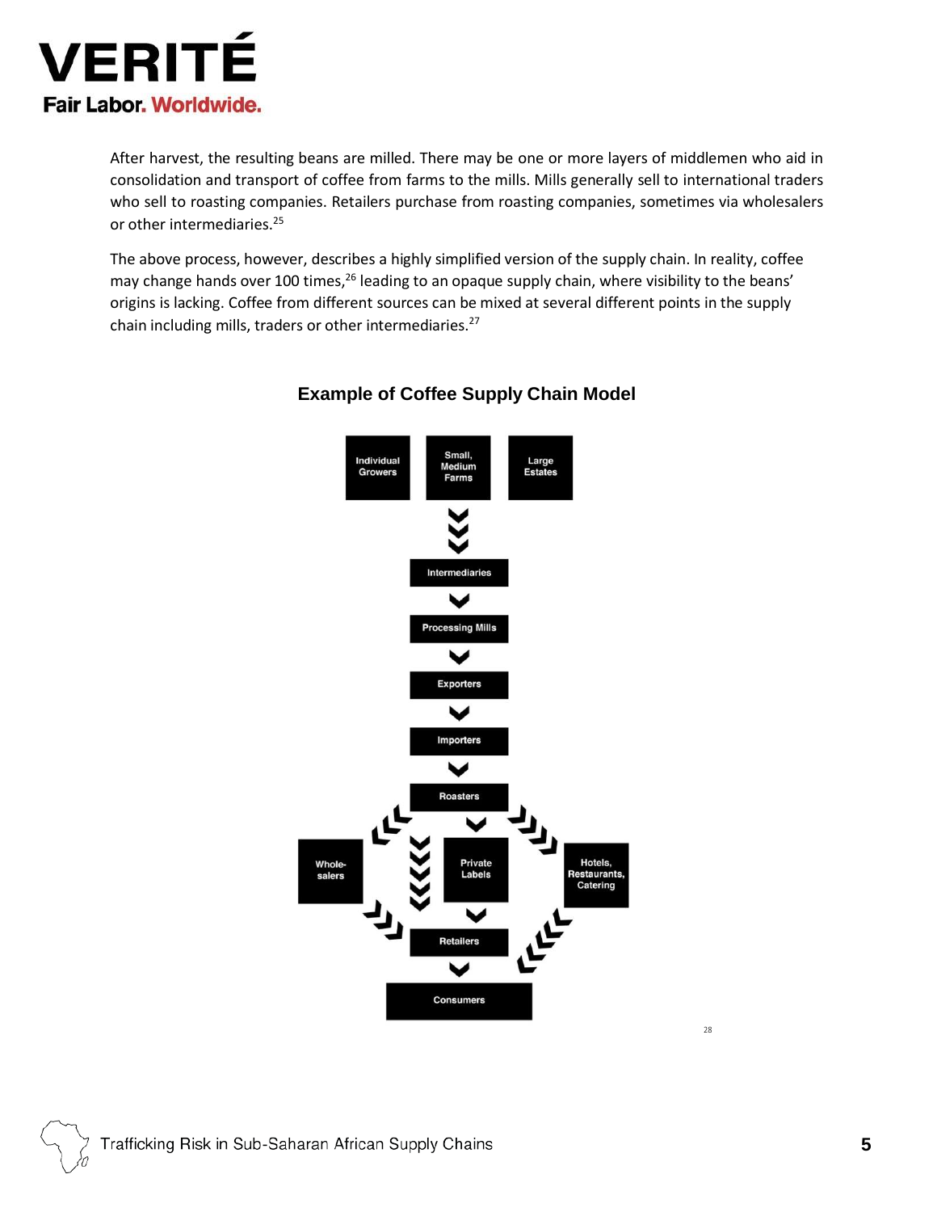After harvest, the resulting beans are milled. There may be one or more layers of middlemen who aid in consolidation and transport of coffee from farms to the mills. Mills generally sell to international traders who sell to roasting companies. Retailers purchase from roasting companies, sometimes via wholesalers or other intermediaries.[25]

The above process, however, describes a highly simplified version of the supply chain. In reality, coffee may change hands over 100 times,[26] leading to an opaque supply chain, where visibility to the beans' origins is lacking. Coffee from different sources can be mixed at several different points in the supply chain including mills, traders or other intermediaries.[27]

## Example of Coffee Supply Chain Model

Individual Growers | Small, Medium Farms | Large Estates

Intermediaries

Processing Mills

Exporters

Importers

Roasters

Wholesalers | Private Labels | Hotels, Restaurants, Catering

Retailers

Consumers

[28]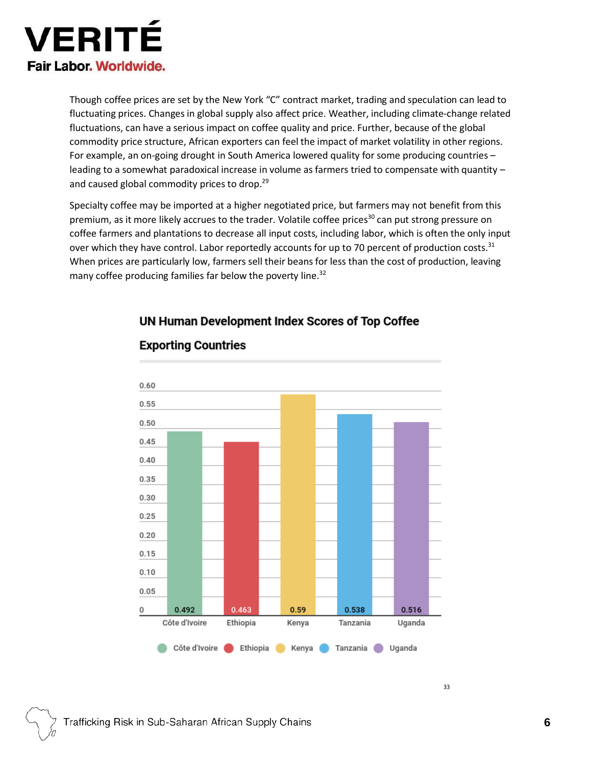Though coffee prices are set by the New York "C" contract market, trading and speculation can lead to fluctuating prices. Changes in global supply also affect price. Weather, including climate-change related fluctuations, can have a serious impact on coffee quality and price. Further, because of the global commodity price structure, African exporters can feel the impact of market volatility in other regions. For example, an on-going drought in South America lowered quality for some producing countries – leading to a somewhat paradoxical increase in volume as farmers tried to compensate with quantity – and caused global commodity prices to drop.[29]

Specialty coffee may be imported at a higher negotiated price, but farmers may not benefit from this premium, as it more likely accrues to the trader. Volatile coffee prices[30] can put strong pressure on coffee farmers and plantations to decrease all input costs, including labor, which is often the only input over which they have control. Labor reportedly accounts for up to 70 percent of production costs.[31] When prices are particularly low, farmers sell their beans for less than the cost of production, leaving many coffee producing families far below the poverty line.[32]

**UN Human Development Index Scores of Top Coffee Exporting Countries**

| Country | HDI Score |
|---|---|
| Côte d'Ivoire | 0.492 |
| Ethiopia | 0.463 |
| Kenya | 0.59 |
| Tanzania | 0.538 |
| Uganda | 0.516 |

[33]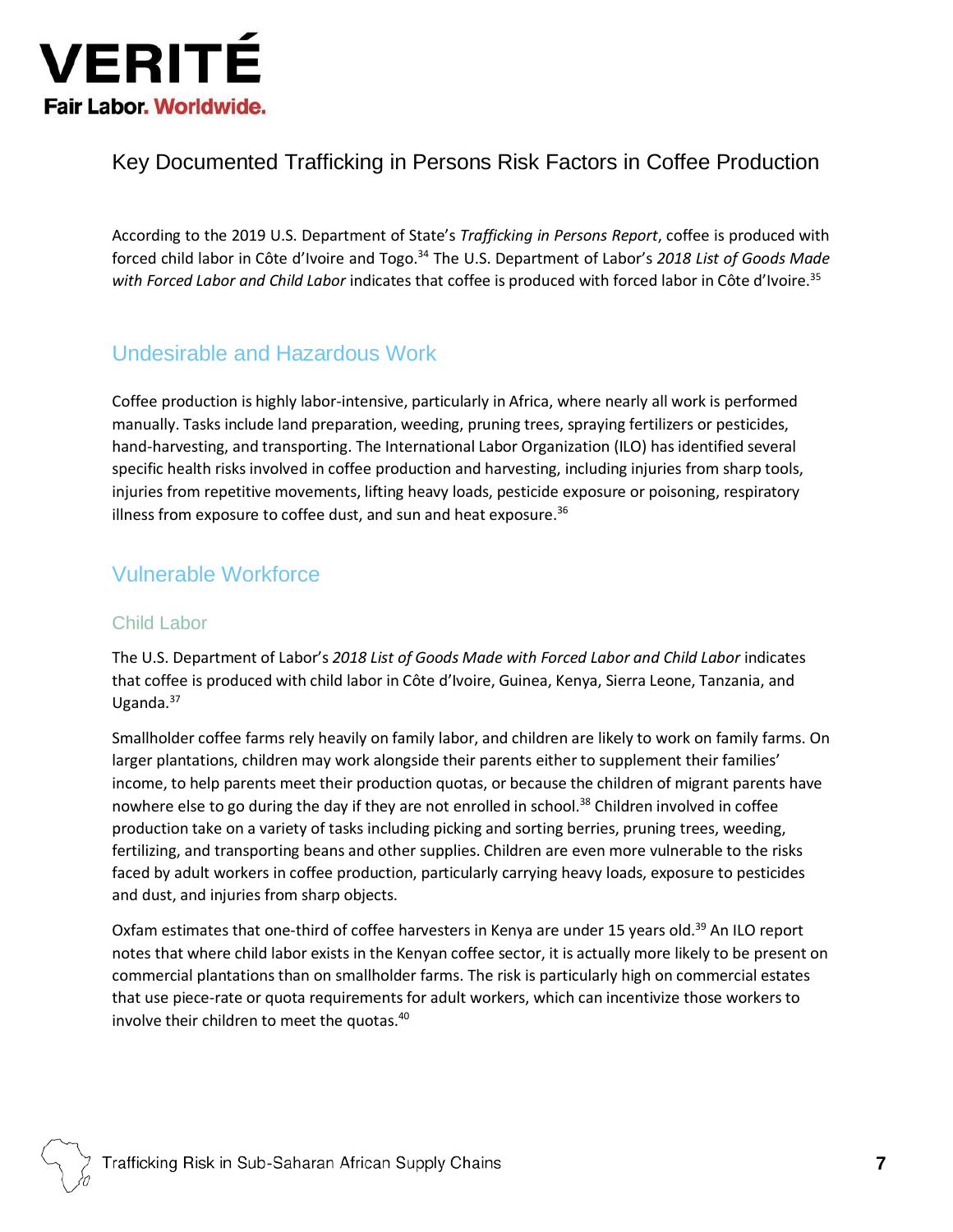## Key Documented Trafficking in Persons Risk Factors in Coffee Production

According to the 2019 U.S. Department of State's *Trafficking in Persons Report*, coffee is produced with forced child labor in Côte d'Ivoire and Togo.[34] The U.S. Department of Labor's *2018 List of Goods Made with Forced Labor and Child Labor* indicates that coffee is produced with forced labor in Côte d'Ivoire.[35]

### Undesirable and Hazardous Work

Coffee production is highly labor-intensive, particularly in Africa, where nearly all work is performed manually. Tasks include land preparation, weeding, pruning trees, spraying fertilizers or pesticides, hand-harvesting, and transporting. The International Labor Organization (ILO) has identified several specific health risks involved in coffee production and harvesting, including injuries from sharp tools, injuries from repetitive movements, lifting heavy loads, pesticide exposure or poisoning, respiratory illness from exposure to coffee dust, and sun and heat exposure.[36]

### Vulnerable Workforce

#### Child Labor

The U.S. Department of Labor's *2018 List of Goods Made with Forced Labor and Child Labor* indicates that coffee is produced with child labor in Côte d'Ivoire, Guinea, Kenya, Sierra Leone, Tanzania, and Uganda.[37]

Smallholder coffee farms rely heavily on family labor, and children are likely to work on family farms. On larger plantations, children may work alongside their parents either to supplement their families' income, to help parents meet their production quotas, or because the children of migrant parents have nowhere else to go during the day if they are not enrolled in school.[38] Children involved in coffee production take on a variety of tasks including picking and sorting berries, pruning trees, weeding, fertilizing, and transporting beans and other supplies. Children are even more vulnerable to the risks faced by adult workers in coffee production, particularly carrying heavy loads, exposure to pesticides and dust, and injuries from sharp objects.

Oxfam estimates that one-third of coffee harvesters in Kenya are under 15 years old.[39] An ILO report notes that where child labor exists in the Kenyan coffee sector, it is actually more likely to be present on commercial plantations than on smallholder farms. The risk is particularly high on commercial estates that use piece-rate or quota requirements for adult workers, which can incentivize those workers to involve their children to meet the quotas.[40]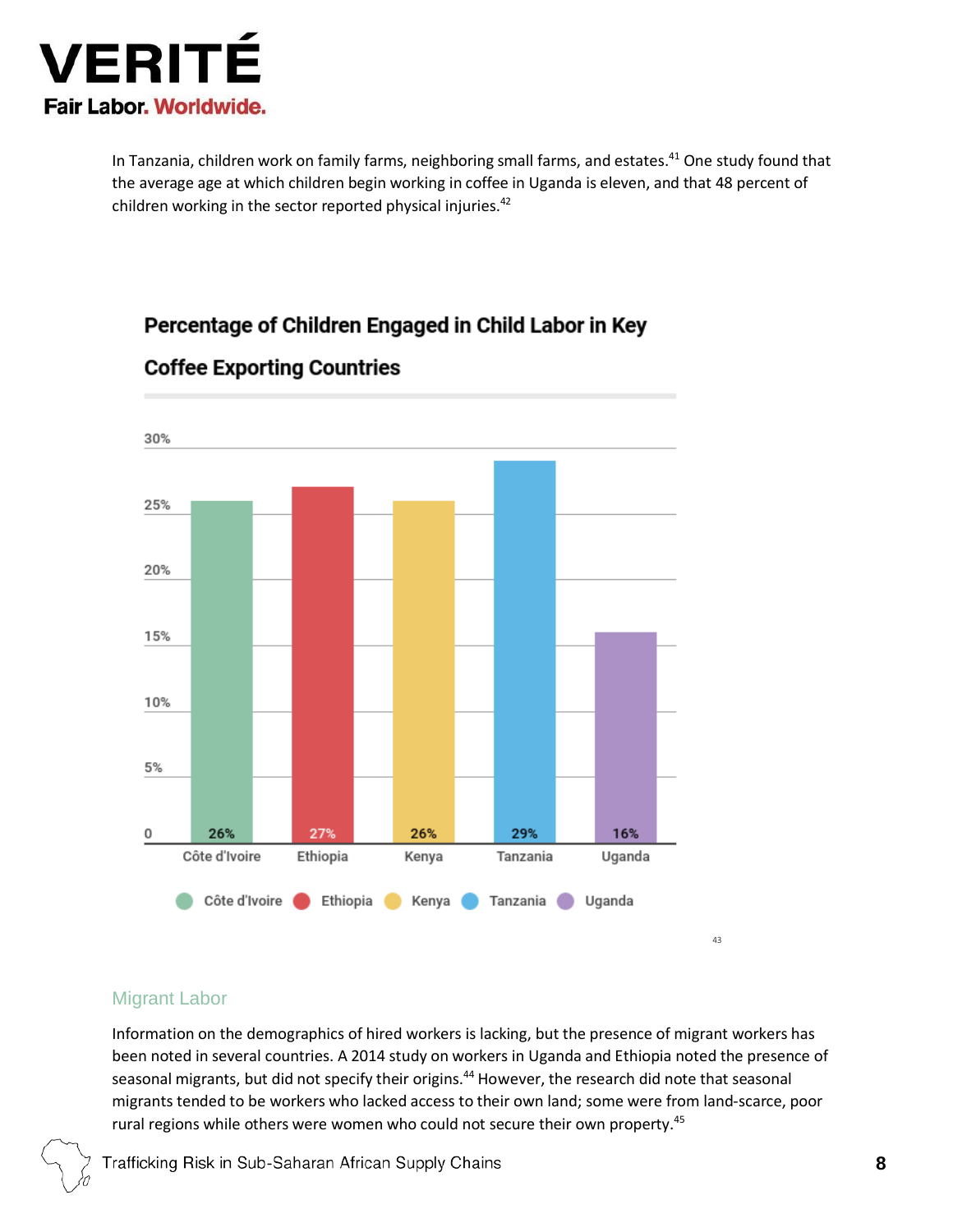In Tanzania, children work on family farms, neighboring small farms, and estates.[41] One study found that the average age at which children begin working in coffee in Uganda is eleven, and that 48 percent of children working in the sector reported physical injuries.[42]

**Percentage of Children Engaged in Child Labor in Key Coffee Exporting Countries**

| Country | Percentage |
|---|---|
| Côte d'Ivoire | 26% |
| Ethiopia | 27% |
| Kenya | 26% |
| Tanzania | 29% |
| Uganda | 16% |

[43]

## Migrant Labor

Information on the demographics of hired workers is lacking, but the presence of migrant workers has been noted in several countries. A 2014 study on workers in Uganda and Ethiopia noted the presence of seasonal migrants, but did not specify their origins.[44] However, the research did note that seasonal migrants tended to be workers who lacked access to their own land; some were from land-scarce, poor rural regions while others were women who could not secure their own property.[45]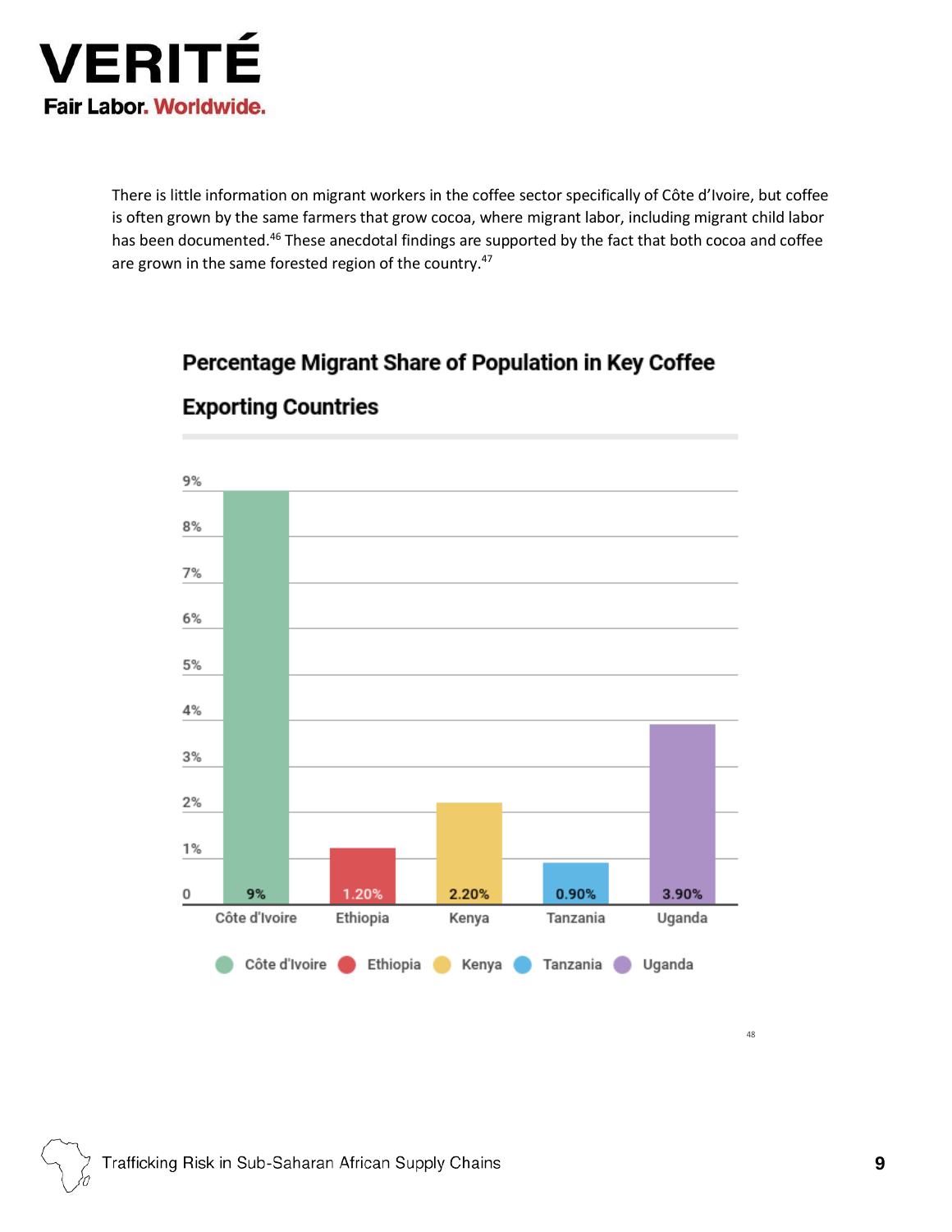There is little information on migrant workers in the coffee sector specifically of Côte d'Ivoire, but coffee is often grown by the same farmers that grow cocoa, where migrant labor, including migrant child labor has been documented.[46] These anecdotal findings are supported by the fact that both cocoa and coffee are grown in the same forested region of the country.[47]

**Percentage Migrant Share of Population in Key Coffee Exporting Countries**

| Country | Migrant Share of Population |
|---|---|
| Côte d'Ivoire | 9% |
| Ethiopia | 1.20% |
| Kenya | 2.20% |
| Tanzania | 0.90% |
| Uganda | 3.90% |

[48]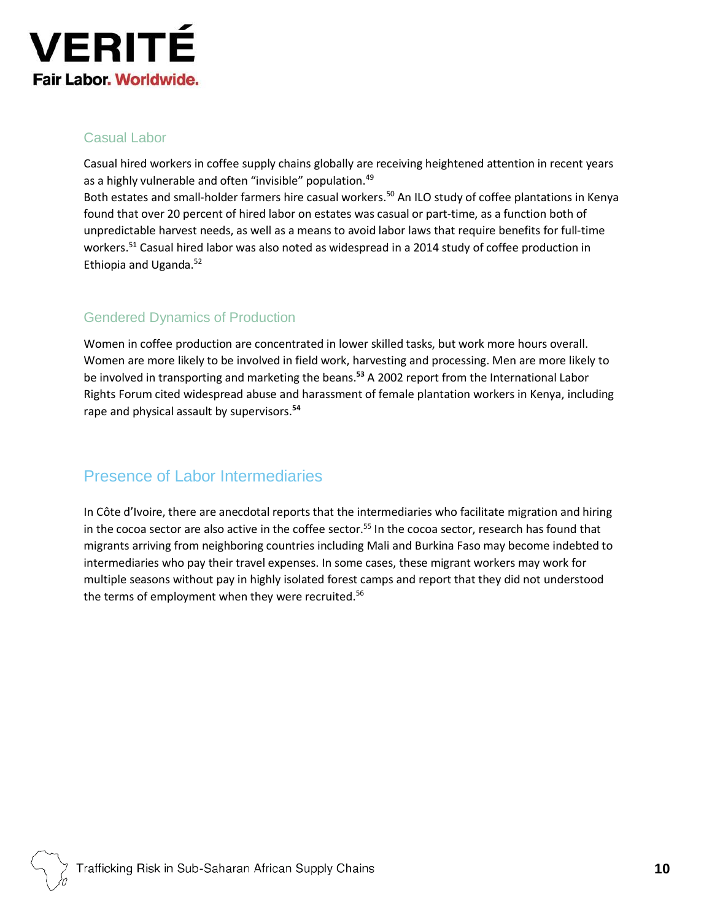### Casual Labor

Casual hired workers in coffee supply chains globally are receiving heightened attention in recent years as a highly vulnerable and often "invisible" population.[49]
Both estates and small-holder farmers hire casual workers.[50] An ILO study of coffee plantations in Kenya found that over 20 percent of hired labor on estates was casual or part-time, as a function both of unpredictable harvest needs, as well as a means to avoid labor laws that require benefits for full-time workers.[51] Casual hired labor was also noted as widespread in a 2014 study of coffee production in Ethiopia and Uganda.[52]

### Gendered Dynamics of Production

Women in coffee production are concentrated in lower skilled tasks, but work more hours overall. Women are more likely to be involved in field work, harvesting and processing. Men are more likely to be involved in transporting and marketing the beans.[53] A 2002 report from the International Labor Rights Forum cited widespread abuse and harassment of female plantation workers in Kenya, including rape and physical assault by supervisors.[54]

## Presence of Labor Intermediaries

In Côte d'Ivoire, there are anecdotal reports that the intermediaries who facilitate migration and hiring in the cocoa sector are also active in the coffee sector.[55] In the cocoa sector, research has found that migrants arriving from neighboring countries including Mali and Burkina Faso may become indebted to intermediaries who pay their travel expenses. In some cases, these migrant workers may work for multiple seasons without pay in highly isolated forest camps and report that they did not understood the terms of employment when they were recruited.[56]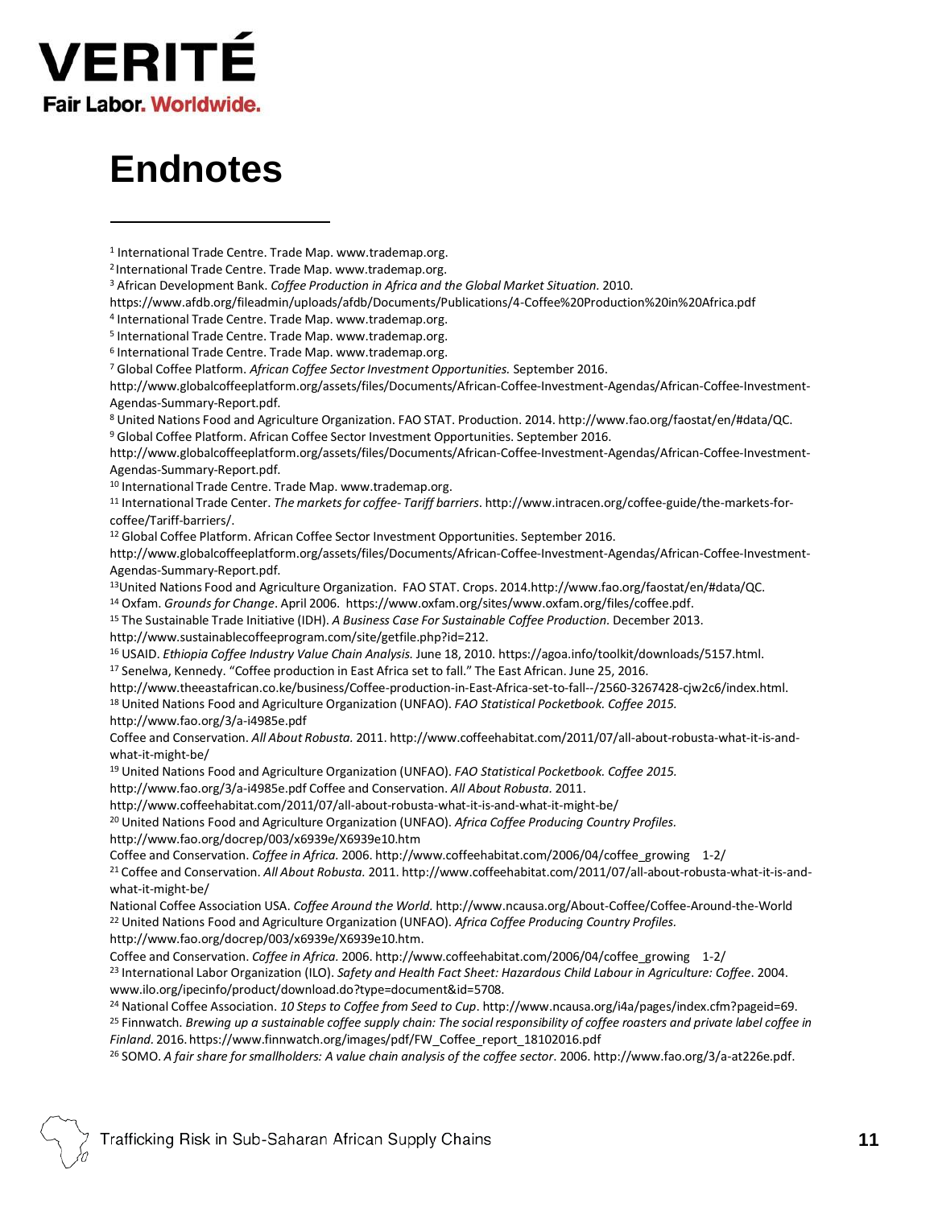# Endnotes

[1] International Trade Centre. Trade Map. www.trademap.org.

[2] International Trade Centre. Trade Map. www.trademap.org.

[3] African Development Bank. *Coffee Production in Africa and the Global Market Situation.* 2010. https://www.afdb.org/fileadmin/uploads/afdb/Documents/Publications/4-Coffee%20Production%20in%20Africa.pdf

[4] International Trade Centre. Trade Map. www.trademap.org.

[5] International Trade Centre. Trade Map. www.trademap.org.

[6] International Trade Centre. Trade Map. www.trademap.org.

[7] Global Coffee Platform. *African Coffee Sector Investment Opportunities.* September 2016. http://www.globalcoffeeplatform.org/assets/files/Documents/African-Coffee-Investment-Agendas/African-Coffee-Investment-Agendas-Summary-Report.pdf.

[8] United Nations Food and Agriculture Organization. FAO STAT. Production. 2014. http://www.fao.org/faostat/en/#data/QC.

[9] Global Coffee Platform. African Coffee Sector Investment Opportunities. September 2016. http://www.globalcoffeeplatform.org/assets/files/Documents/African-Coffee-Investment-Agendas/African-Coffee-Investment-Agendas-Summary-Report.pdf.

[10] International Trade Centre. Trade Map. www.trademap.org.

[11] International Trade Center. *The markets for coffee- Tariff barriers*. http://www.intracen.org/coffee-guide/the-markets-for-coffee/Tariff-barriers/.

[12] Global Coffee Platform. African Coffee Sector Investment Opportunities. September 2016. http://www.globalcoffeeplatform.org/assets/files/Documents/African-Coffee-Investment-Agendas/African-Coffee-Investment-Agendas-Summary-Report.pdf.

[13] United Nations Food and Agriculture Organization. FAO STAT. Crops. 2014.http://www.fao.org/faostat/en/#data/QC.

[14] Oxfam. *Grounds for Change*. April 2006. https://www.oxfam.org/sites/www.oxfam.org/files/coffee.pdf.

[15] The Sustainable Trade Initiative (IDH). *A Business Case For Sustainable Coffee Production.* December 2013. http://www.sustainablecoffeeprogram.com/site/getfile.php?id=212.

[16] USAID. *Ethiopia Coffee Industry Value Chain Analysis.* June 18, 2010. https://agoa.info/toolkit/downloads/5157.html.

[17] Senelwa, Kennedy. "Coffee production in East Africa set to fall." The East African. June 25, 2016. http://www.theeastafrican.co.ke/business/Coffee-production-in-East-Africa-set-to-fall--/2560-3267428-cjw2c6/index.html.

[18] United Nations Food and Agriculture Organization (UNFAO). *FAO Statistical Pocketbook. Coffee 2015.* http://www.fao.org/3/a-i4985e.pdf
Coffee and Conservation. *All About Robusta.* 2011. http://www.coffeehabitat.com/2011/07/all-about-robusta-what-it-is-and-what-it-might-be/

[19] United Nations Food and Agriculture Organization (UNFAO). *FAO Statistical Pocketbook. Coffee 2015.* http://www.fao.org/3/a-i4985e.pdf Coffee and Conservation. *All About Robusta.* 2011. http://www.coffeehabitat.com/2011/07/all-about-robusta-what-it-is-and-what-it-might-be/

[20] United Nations Food and Agriculture Organization (UNFAO). *Africa Coffee Producing Country Profiles.* http://www.fao.org/docrep/003/x6939e/X6939e10.htm
Coffee and Conservation. *Coffee in Africa.* 2006. http://www.coffeehabitat.com/2006/04/coffee_growing 1-2/

[21] Coffee and Conservation. *All About Robusta.* 2011. http://www.coffeehabitat.com/2011/07/all-about-robusta-what-it-is-and-what-it-might-be/
National Coffee Association USA. *Coffee Around the World.* http://www.ncausa.org/About-Coffee/Coffee-Around-the-World

[22] United Nations Food and Agriculture Organization (UNFAO). *Africa Coffee Producing Country Profiles.* http://www.fao.org/docrep/003/x6939e/X6939e10.htm.
Coffee and Conservation. *Coffee in Africa.* 2006. http://www.coffeehabitat.com/2006/04/coffee_growing 1-2/

[23] International Labor Organization (ILO). *Safety and Health Fact Sheet: Hazardous Child Labour in Agriculture: Coffee*. 2004. www.ilo.org/ipecinfo/product/download.do?type=document&id=5708.

[24] National Coffee Association. *10 Steps to Coffee from Seed to Cup*. http://www.ncausa.org/i4a/pages/index.cfm?pageid=69.

[25] Finnwatch. *Brewing up a sustainable coffee supply chain: The social responsibility of coffee roasters and private label coffee in Finland*. 2016. https://www.finnwatch.org/images/pdf/FW_Coffee_report_18102016.pdf

[26] SOMO. *A fair share for smallholders: A value chain analysis of the coffee sector*. 2006. http://www.fao.org/3/a-at226e.pdf.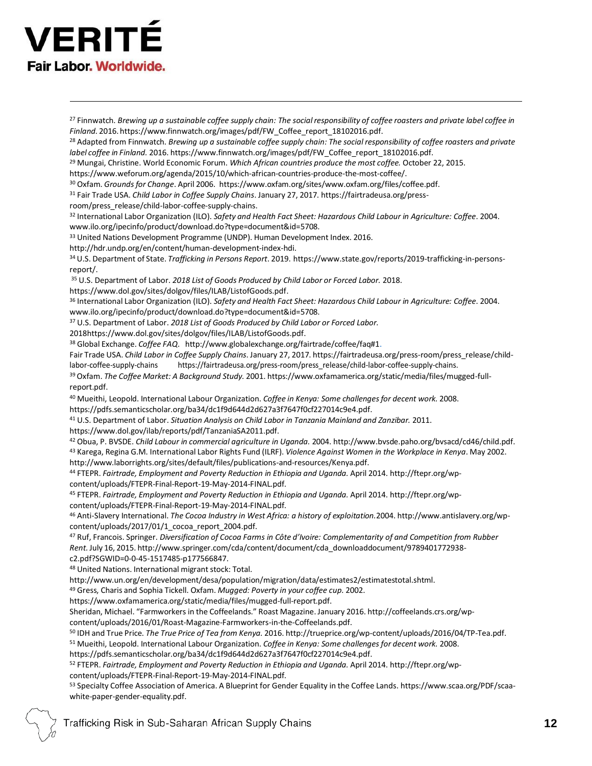[27] Finnwatch. *Brewing up a sustainable coffee supply chain: The social responsibility of coffee roasters and private label coffee in Finland.* 2016. https://www.finnwatch.org/images/pdf/FW_Coffee_report_18102016.pdf.

[28] Adapted from Finnwatch. *Brewing up a sustainable coffee supply chain: The social responsibility of coffee roasters and private label coffee in Finland.* 2016. https://www.finnwatch.org/images/pdf/FW_Coffee_report_18102016.pdf.

[29] Mungai, Christine. World Economic Forum. *Which African countries produce the most coffee.* October 22, 2015. https://www.weforum.org/agenda/2015/10/which-african-countries-produce-the-most-coffee/.

[30] Oxfam. *Grounds for Change*. April 2006. https://www.oxfam.org/sites/www.oxfam.org/files/coffee.pdf.

[31] Fair Trade USA. *Child Labor in Coffee Supply Chains*. January 27, 2017. https://fairtradeusa.org/press-room/press_release/child-labor-coffee-supply-chains.

[32] International Labor Organization (ILO). *Safety and Health Fact Sheet: Hazardous Child Labour in Agriculture: Coffee*. 2004. www.ilo.org/ipecinfo/product/download.do?type=document&id=5708.

[33] United Nations Development Programme (UNDP). Human Development Index. 2016. http://hdr.undp.org/en/content/human-development-index-hdi.

[34] U.S. Department of State. *Trafficking in Persons Report*. 2019. https://www.state.gov/reports/2019-trafficking-in-persons-report/.

[35] U.S. Department of Labor. *2018 List of Goods Produced by Child Labor or Forced Labor.* 2018. https://www.dol.gov/sites/dolgov/files/ILAB/ListofGoods.pdf.

[36] International Labor Organization (ILO). *Safety and Health Fact Sheet: Hazardous Child Labour in Agriculture: Coffee*. 2004. www.ilo.org/ipecinfo/product/download.do?type=document&id=5708.

[37] U.S. Department of Labor. *2018 List of Goods Produced by Child Labor or Forced Labor.* 2018https://www.dol.gov/sites/dolgov/files/ILAB/ListofGoods.pdf.

[38] Global Exchange. *Coffee FAQ*. http://www.globalexchange.org/fairtrade/coffee/faq#1.
Fair Trade USA. *Child Labor in Coffee Supply Chains*. January 27, 2017. https://fairtradeusa.org/press-room/press_release/child-labor-coffee-supply-chains https://fairtradeusa.org/press-room/press_release/child-labor-coffee-supply-chains.

[39] Oxfam. *The Coffee Market: A Background Study.* 2001. https://www.oxfamamerica.org/static/media/files/mugged-full-report.pdf.

[40] Mueithi, Leopold. International Labour Organization. *Coffee in Kenya: Some challenges for decent work.* 2008. https://pdfs.semanticscholar.org/ba34/dc1f9d644d2d627a3f7647f0cf227014c9e4.pdf.

[41] U.S. Department of Labor. *Situation Analysis on Child Labor in Tanzania Mainland and Zanzibar.* 2011. https://www.dol.gov/ilab/reports/pdf/TanzaniaSA2011.pdf.

[42] Obua, P. BVSDE. *Child Labour in commercial agriculture in Uganda.* 2004. http://www.bvsde.paho.org/bvsacd/cd46/child.pdf.

[43] Karega, Regina G.M. International Labor Rights Fund (ILRF). *Violence Against Women in the Workplace in Kenya*. May 2002. http://www.laborrights.org/sites/default/files/publications-and-resources/Kenya.pdf.

[44] FTEPR. *Fairtrade, Employment and Poverty Reduction in Ethiopia and Uganda.* April 2014. http://ftepr.org/wp-content/uploads/FTEPR-Final-Report-19-May-2014-FINAL.pdf.

[45] FTEPR. *Fairtrade, Employment and Poverty Reduction in Ethiopia and Uganda.* April 2014. http://ftepr.org/wp-content/uploads/FTEPR-Final-Report-19-May-2014-FINAL.pdf.

[46] Anti-Slavery International. *The Cocoa Industry in West Africa: a history of exploitation.* 2004. http://www.antislavery.org/wp-content/uploads/2017/01/1_cocoa_report_2004.pdf.

[47] Ruf, Francois. Springer. *Diversification of Cocoa Farms in Côte d'Ivoire: Complementarity of and Competition from Rubber Rent.* July 16, 2015. http://www.springer.com/cda/content/document/cda_downloaddocument/9789401772938-c2.pdf?SGWID=0-0-45-1517485-p177566847.

[48] United Nations. International migrant stock: Total. http://www.un.org/en/development/desa/population/migration/data/estimates2/estimatestotal.shtml.

[49] Gress, Charis and Sophia Tickell. Oxfam. *Mugged: Poverty in your coffee cup.* 2002. https://www.oxfamamerica.org/static/media/files/mugged-full-report.pdf.
Sheridan, Michael. "Farmworkers in the Coffeelands." Roast Magazine. January 2016. http://coffeelands.crs.org/wp-content/uploads/2016/01/Roast-Magazine-Farmworkers-in-the-Coffeelands.pdf.

[50] IDH and True Price. *The True Price of Tea from Kenya.* 2016. http://trueprice.org/wp-content/uploads/2016/04/TP-Tea.pdf.

[51] Mueithi, Leopold. International Labour Organization. *Coffee in Kenya: Some challenges for decent work.* 2008. https://pdfs.semanticscholar.org/ba34/dc1f9d644d2d627a3f7647f0cf227014c9e4.pdf.

[52] FTEPR. *Fairtrade, Employment and Poverty Reduction in Ethiopia and Uganda.* April 2014. http://ftepr.org/wp-content/uploads/FTEPR-Final-Report-19-May-2014-FINAL.pdf.

[53] Specialty Coffee Association of America. A Blueprint for Gender Equality in the Coffee Lands. https://www.scaa.org/PDF/scaa-white-paper-gender-equality.pdf.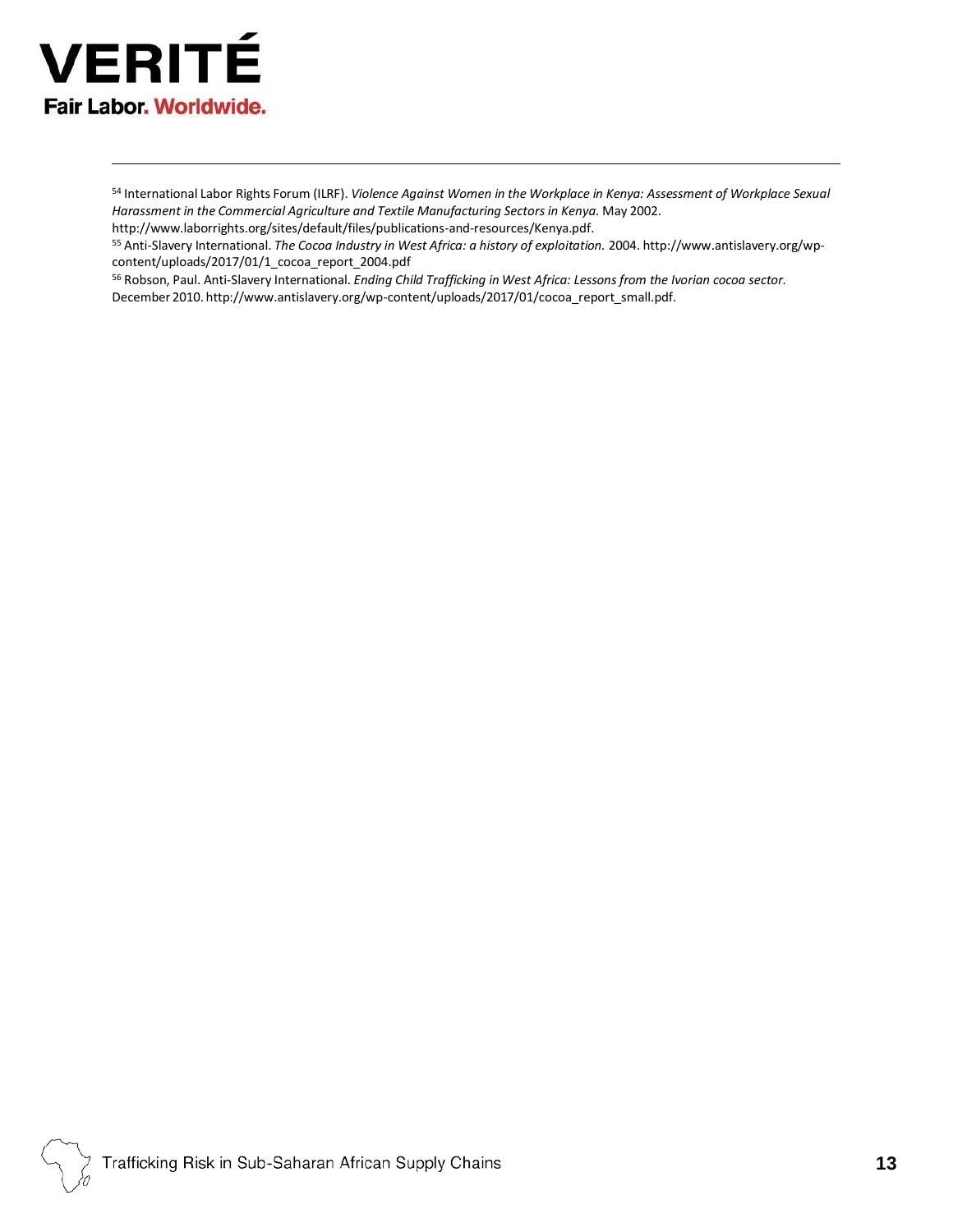[54] International Labor Rights Forum (ILRF). *Violence Against Women in the Workplace in Kenya: Assessment of Workplace Sexual Harassment in the Commercial Agriculture and Textile Manufacturing Sectors in Kenya.* May 2002. http://www.laborrights.org/sites/default/files/publications-and-resources/Kenya.pdf.

[55] Anti-Slavery International. *The Cocoa Industry in West Africa: a history of exploitation.* 2004. http://www.antislavery.org/wp-content/uploads/2017/01/1_cocoa_report_2004.pdf

[56] Robson, Paul. Anti-Slavery International. *Ending Child Trafficking in West Africa: Lessons from the Ivorian cocoa sector.* December 2010. http://www.antislavery.org/wp-content/uploads/2017/01/cocoa_report_small.pdf.